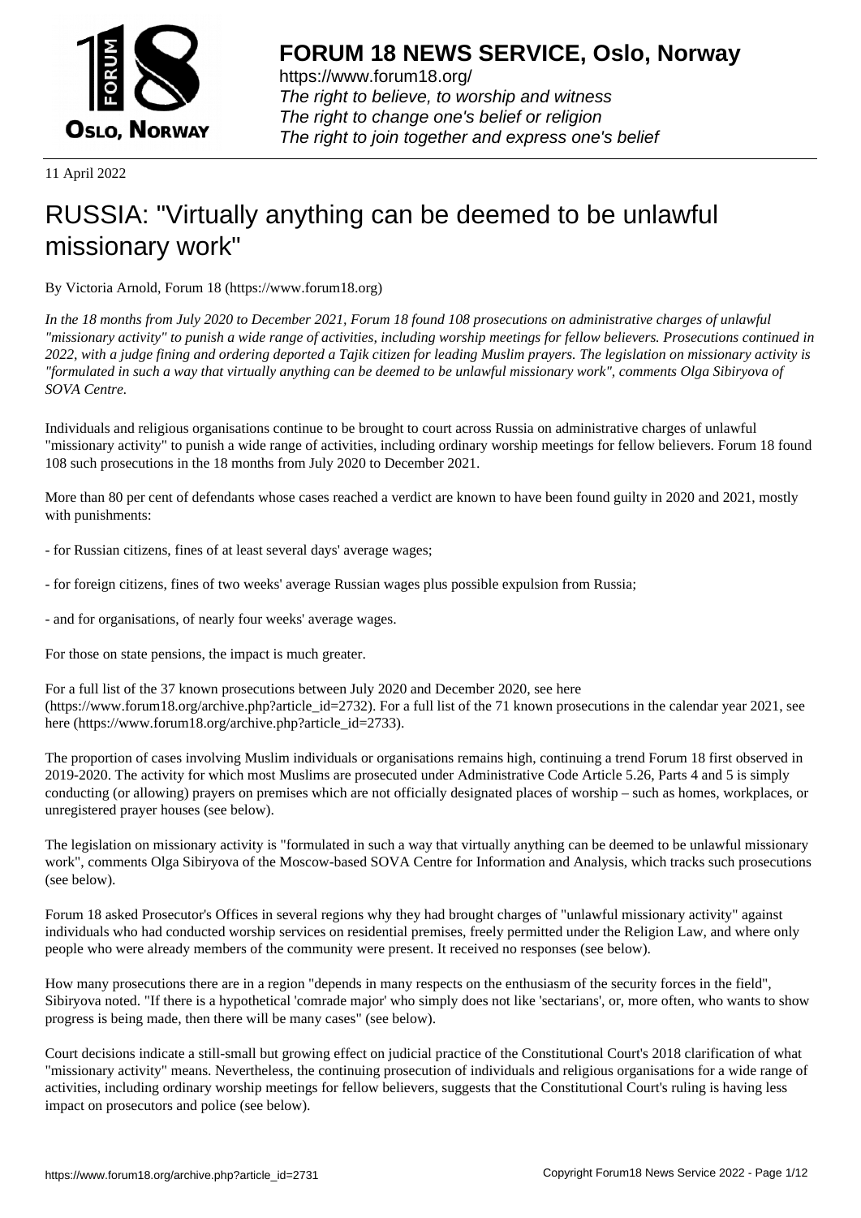# FORUM 18 NEWS SERVICE, Oslo, Norway

https://www.forum18.org/
*The right to believe, to worship and witness*
*The right to change one's belief or religion*
*The right to join together and express one's belief*

11 April 2022

# RUSSIA: "Virtually anything can be deemed to be unlawful missionary work"

By Victoria Arnold, Forum 18 (https://www.forum18.org)

*In the 18 months from July 2020 to December 2021, Forum 18 found 108 prosecutions on administrative charges of unlawful "missionary activity" to punish a wide range of activities, including worship meetings for fellow believers. Prosecutions continued in 2022, with a judge fining and ordering deported a Tajik citizen for leading Muslim prayers. The legislation on missionary activity is "formulated in such a way that virtually anything can be deemed to be unlawful missionary work", comments Olga Sibiryova of SOVA Centre.*

Individuals and religious organisations continue to be brought to court across Russia on administrative charges of unlawful "missionary activity" to punish a wide range of activities, including ordinary worship meetings for fellow believers. Forum 18 found 108 such prosecutions in the 18 months from July 2020 to December 2021.

More than 80 per cent of defendants whose cases reached a verdict are known to have been found guilty in 2020 and 2021, mostly with punishments:

- for Russian citizens, fines of at least several days' average wages;

- for foreign citizens, fines of two weeks' average Russian wages plus possible expulsion from Russia;

- and for organisations, of nearly four weeks' average wages.

For those on state pensions, the impact is much greater.

For a full list of the 37 known prosecutions between July 2020 and December 2020, see here (https://www.forum18.org/archive.php?article_id=2732). For a full list of the 71 known prosecutions in the calendar year 2021, see here (https://www.forum18.org/archive.php?article_id=2733).

The proportion of cases involving Muslim individuals or organisations remains high, continuing a trend Forum 18 first observed in 2019-2020. The activity for which most Muslims are prosecuted under Administrative Code Article 5.26, Parts 4 and 5 is simply conducting (or allowing) prayers on premises which are not officially designated places of worship – such as homes, workplaces, or unregistered prayer houses (see below).

The legislation on missionary activity is "formulated in such a way that virtually anything can be deemed to be unlawful missionary work", comments Olga Sibiryova of the Moscow-based SOVA Centre for Information and Analysis, which tracks such prosecutions (see below).

Forum 18 asked Prosecutor's Offices in several regions why they had brought charges of "unlawful missionary activity" against individuals who had conducted worship services on residential premises, freely permitted under the Religion Law, and where only people who were already members of the community were present. It received no responses (see below).

How many prosecutions there are in a region "depends in many respects on the enthusiasm of the security forces in the field", Sibiryova noted. "If there is a hypothetical 'comrade major' who simply does not like 'sectarians', or, more often, who wants to show progress is being made, then there will be many cases" (see below).

Court decisions indicate a still-small but growing effect on judicial practice of the Constitutional Court's 2018 clarification of what "missionary activity" means. Nevertheless, the continuing prosecution of individuals and religious organisations for a wide range of activities, including ordinary worship meetings for fellow believers, suggests that the Constitutional Court's ruling is having less impact on prosecutors and police (see below).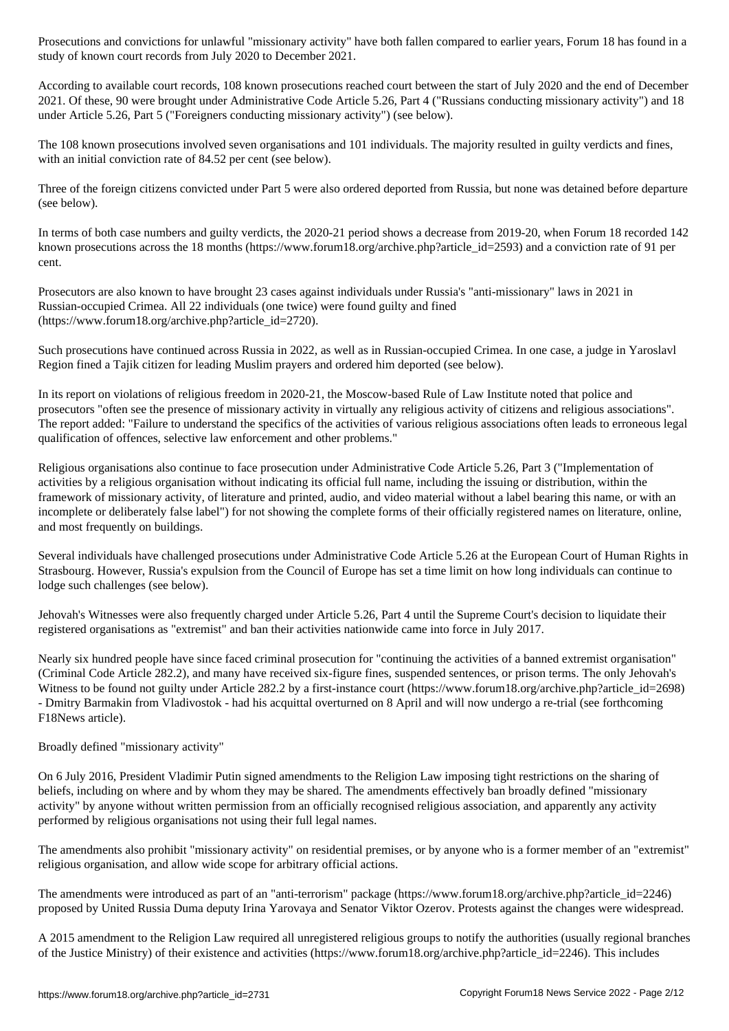Prosecutions and convictions for unlawful "missionary activity" have both fallen compared to earlier years, Forum 18 has found in a study of known court records from July 2020 to December 2021.

According to available court records, 108 known prosecutions reached court between the start of July 2020 and the end of December 2021. Of these, 90 were brought under Administrative Code Article 5.26, Part 4 ("Russians conducting missionary activity") and 18 under Article 5.26, Part 5 ("Foreigners conducting missionary activity") (see below).

The 108 known prosecutions involved seven organisations and 101 individuals. The majority resulted in guilty verdicts and fines, with an initial conviction rate of 84.52 per cent (see below).

Three of the foreign citizens convicted under Part 5 were also ordered deported from Russia, but none was detained before departure (see below).

In terms of both case numbers and guilty verdicts, the 2020-21 period shows a decrease from 2019-20, when Forum 18 recorded 142 known prosecutions across the 18 months (https://www.forum18.org/archive.php?article_id=2593) and a conviction rate of 91 per cent.

Prosecutors are also known to have brought 23 cases against individuals under Russia's "anti-missionary" laws in 2021 in Russian-occupied Crimea. All 22 individuals (one twice) were found guilty and fined (https://www.forum18.org/archive.php?article_id=2720).

Such prosecutions have continued across Russia in 2022, as well as in Russian-occupied Crimea. In one case, a judge in Yaroslavl Region fined a Tajik citizen for leading Muslim prayers and ordered him deported (see below).

In its report on violations of religious freedom in 2020-21, the Moscow-based Rule of Law Institute noted that police and prosecutors "often see the presence of missionary activity in virtually any religious activity of citizens and religious associations". The report added: "Failure to understand the specifics of the activities of various religious associations often leads to erroneous legal qualification of offences, selective law enforcement and other problems."

Religious organisations also continue to face prosecution under Administrative Code Article 5.26, Part 3 ("Implementation of activities by a religious organisation without indicating its official full name, including the issuing or distribution, within the framework of missionary activity, of literature and printed, audio, and video material without a label bearing this name, or with an incomplete or deliberately false label") for not showing the complete forms of their officially registered names on literature, online, and most frequently on buildings.

Several individuals have challenged prosecutions under Administrative Code Article 5.26 at the European Court of Human Rights in Strasbourg. However, Russia's expulsion from the Council of Europe has set a time limit on how long individuals can continue to lodge such challenges (see below).

Jehovah's Witnesses were also frequently charged under Article 5.26, Part 4 until the Supreme Court's decision to liquidate their registered organisations as "extremist" and ban their activities nationwide came into force in July 2017.

Nearly six hundred people have since faced criminal prosecution for "continuing the activities of a banned extremist organisation" (Criminal Code Article 282.2), and many have received six-figure fines, suspended sentences, or prison terms. The only Jehovah's Witness to be found not guilty under Article 282.2 by a first-instance court (https://www.forum18.org/archive.php?article_id=2698) - Dmitry Barmakin from Vladivostok - had his acquittal overturned on 8 April and will now undergo a re-trial (see forthcoming F18News article).

## Broadly defined "missionary activity"

On 6 July 2016, President Vladimir Putin signed amendments to the Religion Law imposing tight restrictions on the sharing of beliefs, including on where and by whom they may be shared. The amendments effectively ban broadly defined "missionary activity" by anyone without written permission from an officially recognised religious association, and apparently any activity performed by religious organisations not using their full legal names.

The amendments also prohibit "missionary activity" on residential premises, or by anyone who is a former member of an "extremist" religious organisation, and allow wide scope for arbitrary official actions.

The amendments were introduced as part of an "anti-terrorism" package (https://www.forum18.org/archive.php?article_id=2246) proposed by United Russia Duma deputy Irina Yarovaya and Senator Viktor Ozerov. Protests against the changes were widespread.

A 2015 amendment to the Religion Law required all unregistered religious groups to notify the authorities (usually regional branches of the Justice Ministry) of their existence and activities (https://www.forum18.org/archive.php?article_id=2246). This includes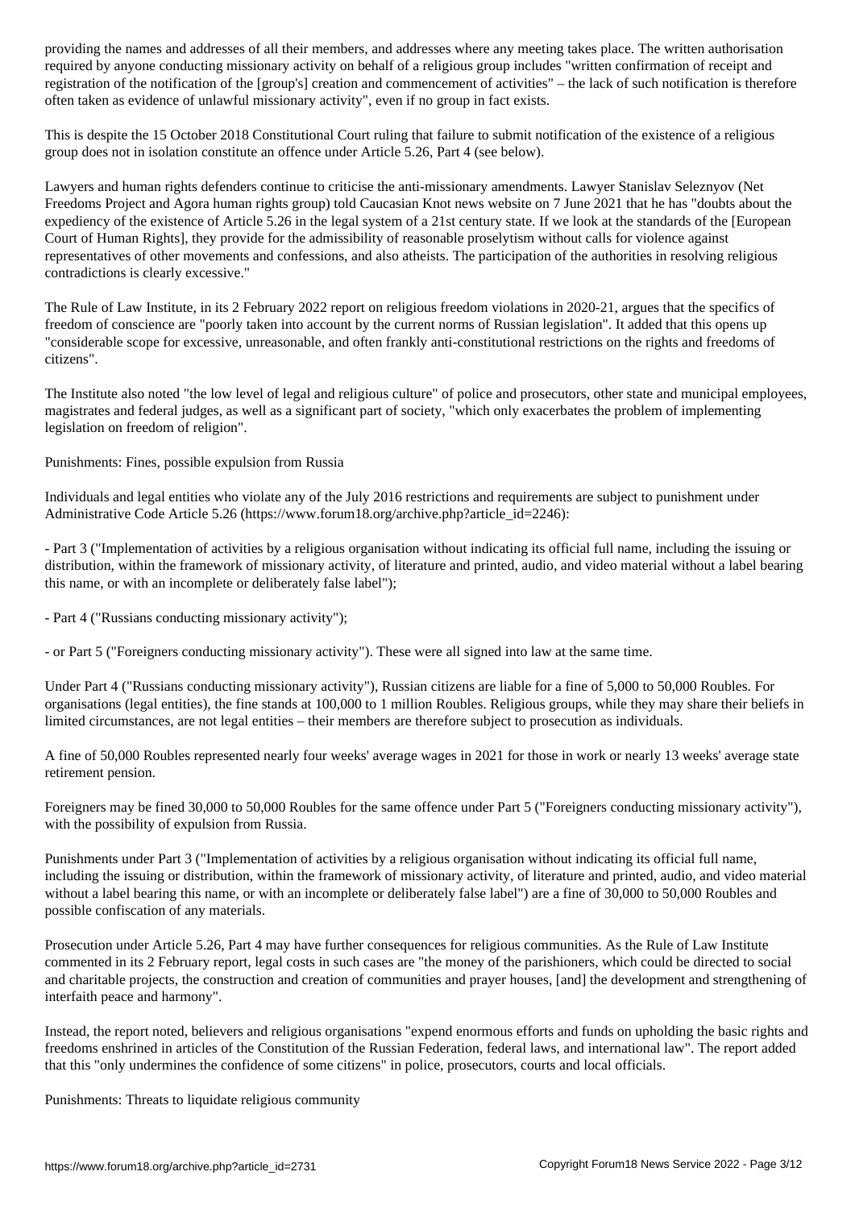providing the names and addresses of all their members, and addresses where any meeting takes place. The written authorisation required by anyone conducting missionary activity on behalf of a religious group includes "written confirmation of receipt and registration of the notification of the [group's] creation and commencement of activities" – the lack of such notification is therefore often taken as evidence of unlawful missionary activity", even if no group in fact exists.

This is despite the 15 October 2018 Constitutional Court ruling that failure to submit notification of the existence of a religious group does not in isolation constitute an offence under Article 5.26, Part 4 (see below).

Lawyers and human rights defenders continue to criticise the anti-missionary amendments. Lawyer Stanislav Seleznyov (Net Freedoms Project and Agora human rights group) told Caucasian Knot news website on 7 June 2021 that he has "doubts about the expediency of the existence of Article 5.26 in the legal system of a 21st century state. If we look at the standards of the [European Court of Human Rights], they provide for the admissibility of reasonable proselytism without calls for violence against representatives of other movements and confessions, and also atheists. The participation of the authorities in resolving religious contradictions is clearly excessive."

The Rule of Law Institute, in its 2 February 2022 report on religious freedom violations in 2020-21, argues that the specifics of freedom of conscience are "poorly taken into account by the current norms of Russian legislation". It added that this opens up "considerable scope for excessive, unreasonable, and often frankly anti-constitutional restrictions on the rights and freedoms of citizens".

The Institute also noted "the low level of legal and religious culture" of police and prosecutors, other state and municipal employees, magistrates and federal judges, as well as a significant part of society, "which only exacerbates the problem of implementing legislation on freedom of religion".

## Punishments: Fines, possible expulsion from Russia

Individuals and legal entities who violate any of the July 2016 restrictions and requirements are subject to punishment under Administrative Code Article 5.26 (https://www.forum18.org/archive.php?article_id=2246):

- Part 3 ("Implementation of activities by a religious organisation without indicating its official full name, including the issuing or distribution, within the framework of missionary activity, of literature and printed, audio, and video material without a label bearing this name, or with an incomplete or deliberately false label");

- Part 4 ("Russians conducting missionary activity");

- or Part 5 ("Foreigners conducting missionary activity"). These were all signed into law at the same time.

Under Part 4 ("Russians conducting missionary activity"), Russian citizens are liable for a fine of 5,000 to 50,000 Roubles. For organisations (legal entities), the fine stands at 100,000 to 1 million Roubles. Religious groups, while they may share their beliefs in limited circumstances, are not legal entities – their members are therefore subject to prosecution as individuals.

A fine of 50,000 Roubles represented nearly four weeks' average wages in 2021 for those in work or nearly 13 weeks' average state retirement pension.

Foreigners may be fined 30,000 to 50,000 Roubles for the same offence under Part 5 ("Foreigners conducting missionary activity"), with the possibility of expulsion from Russia.

Punishments under Part 3 ("Implementation of activities by a religious organisation without indicating its official full name, including the issuing or distribution, within the framework of missionary activity, of literature and printed, audio, and video material without a label bearing this name, or with an incomplete or deliberately false label") are a fine of 30,000 to 50,000 Roubles and possible confiscation of any materials.

Prosecution under Article 5.26, Part 4 may have further consequences for religious communities. As the Rule of Law Institute commented in its 2 February report, legal costs in such cases are "the money of the parishioners, which could be directed to social and charitable projects, the construction and creation of communities and prayer houses, [and] the development and strengthening of interfaith peace and harmony".

Instead, the report noted, believers and religious organisations "expend enormous efforts and funds on upholding the basic rights and freedoms enshrined in articles of the Constitution of the Russian Federation, federal laws, and international law". The report added that this "only undermines the confidence of some citizens" in police, prosecutors, courts and local officials.

## Punishments: Threats to liquidate religious community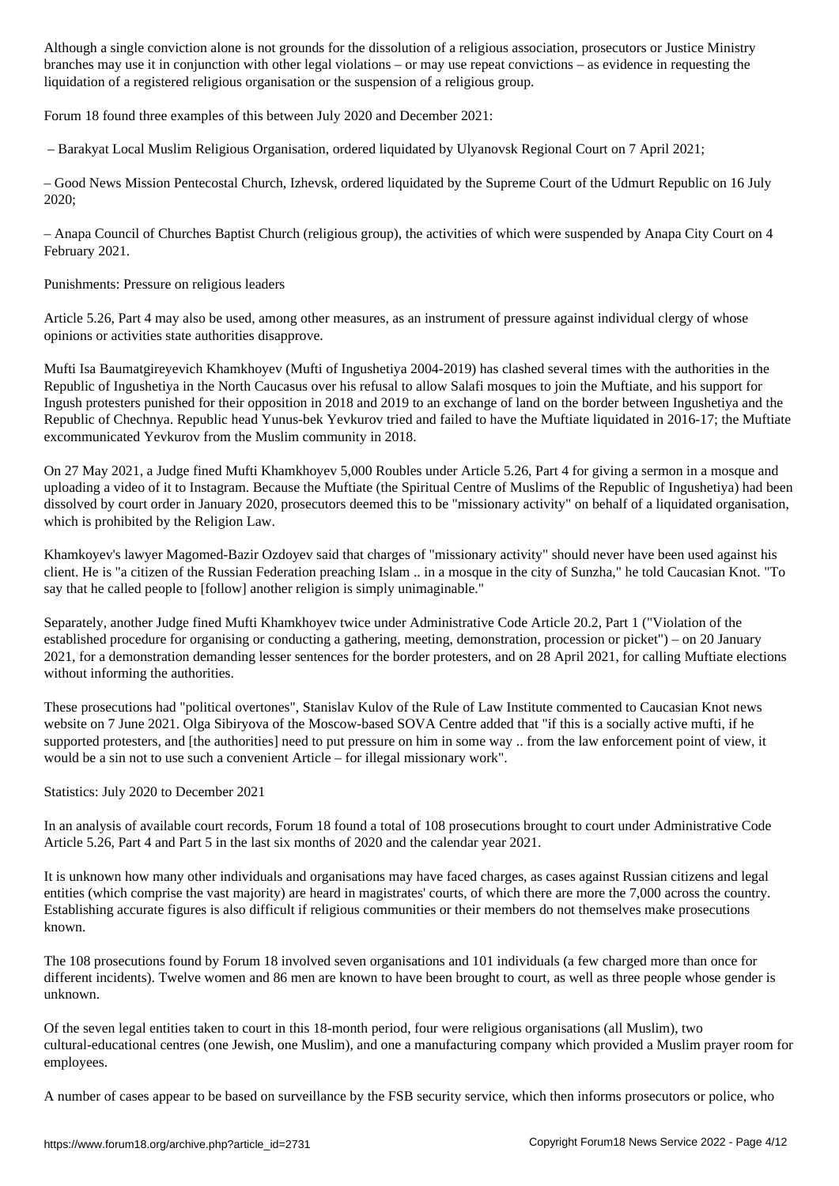Although a single conviction alone is not grounds for the dissolution of a religious association, prosecutors or Justice Ministry branches may use it in conjunction with other legal violations – or may use repeat convictions – as evidence in requesting the liquidation of a registered religious organisation or the suspension of a religious group.

Forum 18 found three examples of this between July 2020 and December 2021:

– Barakyat Local Muslim Religious Organisation, ordered liquidated by Ulyanovsk Regional Court on 7 April 2021;

– Good News Mission Pentecostal Church, Izhevsk, ordered liquidated by the Supreme Court of the Udmurt Republic on 16 July 2020;

– Anapa Council of Churches Baptist Church (religious group), the activities of which were suspended by Anapa City Court on 4 February 2021.

Punishments: Pressure on religious leaders

Article 5.26, Part 4 may also be used, among other measures, as an instrument of pressure against individual clergy of whose opinions or activities state authorities disapprove.

Mufti Isa Baumatgireyevich Khamkhoyev (Mufti of Ingushetiya 2004-2019) has clashed several times with the authorities in the Republic of Ingushetiya in the North Caucasus over his refusal to allow Salafi mosques to join the Muftiate, and his support for Ingush protesters punished for their opposition in 2018 and 2019 to an exchange of land on the border between Ingushetiya and the Republic of Chechnya. Republic head Yunus-bek Yevkurov tried and failed to have the Muftiate liquidated in 2016-17; the Muftiate excommunicated Yevkurov from the Muslim community in 2018.

On 27 May 2021, a Judge fined Mufti Khamkhoyev 5,000 Roubles under Article 5.26, Part 4 for giving a sermon in a mosque and uploading a video of it to Instagram. Because the Muftiate (the Spiritual Centre of Muslims of the Republic of Ingushetiya) had been dissolved by court order in January 2020, prosecutors deemed this to be "missionary activity" on behalf of a liquidated organisation, which is prohibited by the Religion Law.

Khamkoyev's lawyer Magomed-Bazir Ozdoyev said that charges of "missionary activity" should never have been used against his client. He is "a citizen of the Russian Federation preaching Islam .. in a mosque in the city of Sunzha," he told Caucasian Knot. "To say that he called people to [follow] another religion is simply unimaginable."

Separately, another Judge fined Mufti Khamkhoyev twice under Administrative Code Article 20.2, Part 1 ("Violation of the established procedure for organising or conducting a gathering, meeting, demonstration, procession or picket") – on 20 January 2021, for a demonstration demanding lesser sentences for the border protesters, and on 28 April 2021, for calling Muftiate elections without informing the authorities.

These prosecutions had "political overtones", Stanislav Kulov of the Rule of Law Institute commented to Caucasian Knot news website on 7 June 2021. Olga Sibiryova of the Moscow-based SOVA Centre added that "if this is a socially active mufti, if he supported protesters, and [the authorities] need to put pressure on him in some way .. from the law enforcement point of view, it would be a sin not to use such a convenient Article – for illegal missionary work".

Statistics: July 2020 to December 2021

In an analysis of available court records, Forum 18 found a total of 108 prosecutions brought to court under Administrative Code Article 5.26, Part 4 and Part 5 in the last six months of 2020 and the calendar year 2021.

It is unknown how many other individuals and organisations may have faced charges, as cases against Russian citizens and legal entities (which comprise the vast majority) are heard in magistrates' courts, of which there are more the 7,000 across the country. Establishing accurate figures is also difficult if religious communities or their members do not themselves make prosecutions known.

The 108 prosecutions found by Forum 18 involved seven organisations and 101 individuals (a few charged more than once for different incidents). Twelve women and 86 men are known to have been brought to court, as well as three people whose gender is unknown.

Of the seven legal entities taken to court in this 18-month period, four were religious organisations (all Muslim), two cultural-educational centres (one Jewish, one Muslim), and one a manufacturing company which provided a Muslim prayer room for employees.

A number of cases appear to be based on surveillance by the FSB security service, which then informs prosecutors or police, who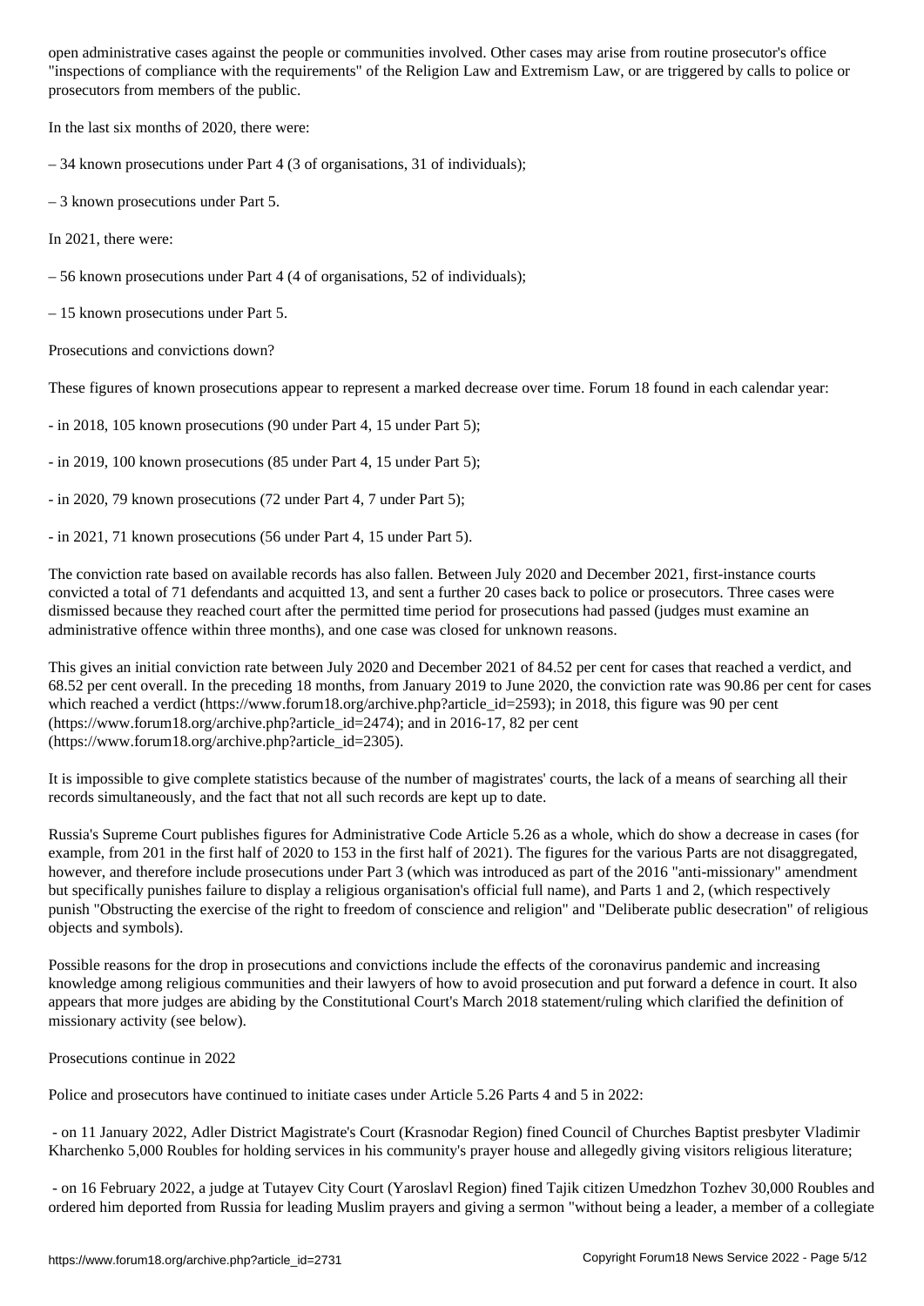open administrative cases against the people or communities involved. Other cases may arise from routine prosecutor's office "inspections of compliance with the requirements" of the Religion Law and Extremism Law, or are triggered by calls to police or prosecutors from members of the public.

In the last six months of 2020, there were:

– 34 known prosecutions under Part 4 (3 of organisations, 31 of individuals);

– 3 known prosecutions under Part 5.

In 2021, there were:

– 56 known prosecutions under Part 4 (4 of organisations, 52 of individuals);

– 15 known prosecutions under Part 5.

Prosecutions and convictions down?

These figures of known prosecutions appear to represent a marked decrease over time. Forum 18 found in each calendar year:

- in 2018, 105 known prosecutions (90 under Part 4, 15 under Part 5);

- in 2019, 100 known prosecutions (85 under Part 4, 15 under Part 5);

- in 2020, 79 known prosecutions (72 under Part 4, 7 under Part 5);

- in 2021, 71 known prosecutions (56 under Part 4, 15 under Part 5).

The conviction rate based on available records has also fallen. Between July 2020 and December 2021, first-instance courts convicted a total of 71 defendants and acquitted 13, and sent a further 20 cases back to police or prosecutors. Three cases were dismissed because they reached court after the permitted time period for prosecutions had passed (judges must examine an administrative offence within three months), and one case was closed for unknown reasons.

This gives an initial conviction rate between July 2020 and December 2021 of 84.52 per cent for cases that reached a verdict, and 68.52 per cent overall. In the preceding 18 months, from January 2019 to June 2020, the conviction rate was 90.86 per cent for cases which reached a verdict (https://www.forum18.org/archive.php?article_id=2593); in 2018, this figure was 90 per cent (https://www.forum18.org/archive.php?article_id=2474); and in 2016-17, 82 per cent (https://www.forum18.org/archive.php?article_id=2305).

It is impossible to give complete statistics because of the number of magistrates' courts, the lack of a means of searching all their records simultaneously, and the fact that not all such records are kept up to date.

Russia's Supreme Court publishes figures for Administrative Code Article 5.26 as a whole, which do show a decrease in cases (for example, from 201 in the first half of 2020 to 153 in the first half of 2021). The figures for the various Parts are not disaggregated, however, and therefore include prosecutions under Part 3 (which was introduced as part of the 2016 "anti-missionary" amendment but specifically punishes failure to display a religious organisation's official full name), and Parts 1 and 2, (which respectively punish "Obstructing the exercise of the right to freedom of conscience and religion" and "Deliberate public desecration" of religious objects and symbols).

Possible reasons for the drop in prosecutions and convictions include the effects of the coronavirus pandemic and increasing knowledge among religious communities and their lawyers of how to avoid prosecution and put forward a defence in court. It also appears that more judges are abiding by the Constitutional Court's March 2018 statement/ruling which clarified the definition of missionary activity (see below).

Prosecutions continue in 2022

Police and prosecutors have continued to initiate cases under Article 5.26 Parts 4 and 5 in 2022:

- on 11 January 2022, Adler District Magistrate's Court (Krasnodar Region) fined Council of Churches Baptist presbyter Vladimir Kharchenko 5,000 Roubles for holding services in his community's prayer house and allegedly giving visitors religious literature;

- on 16 February 2022, a judge at Tutayev City Court (Yaroslavl Region) fined Tajik citizen Umedzhon Tozhev 30,000 Roubles and ordered him deported from Russia for leading Muslim prayers and giving a sermon "without being a leader, a member of a collegiate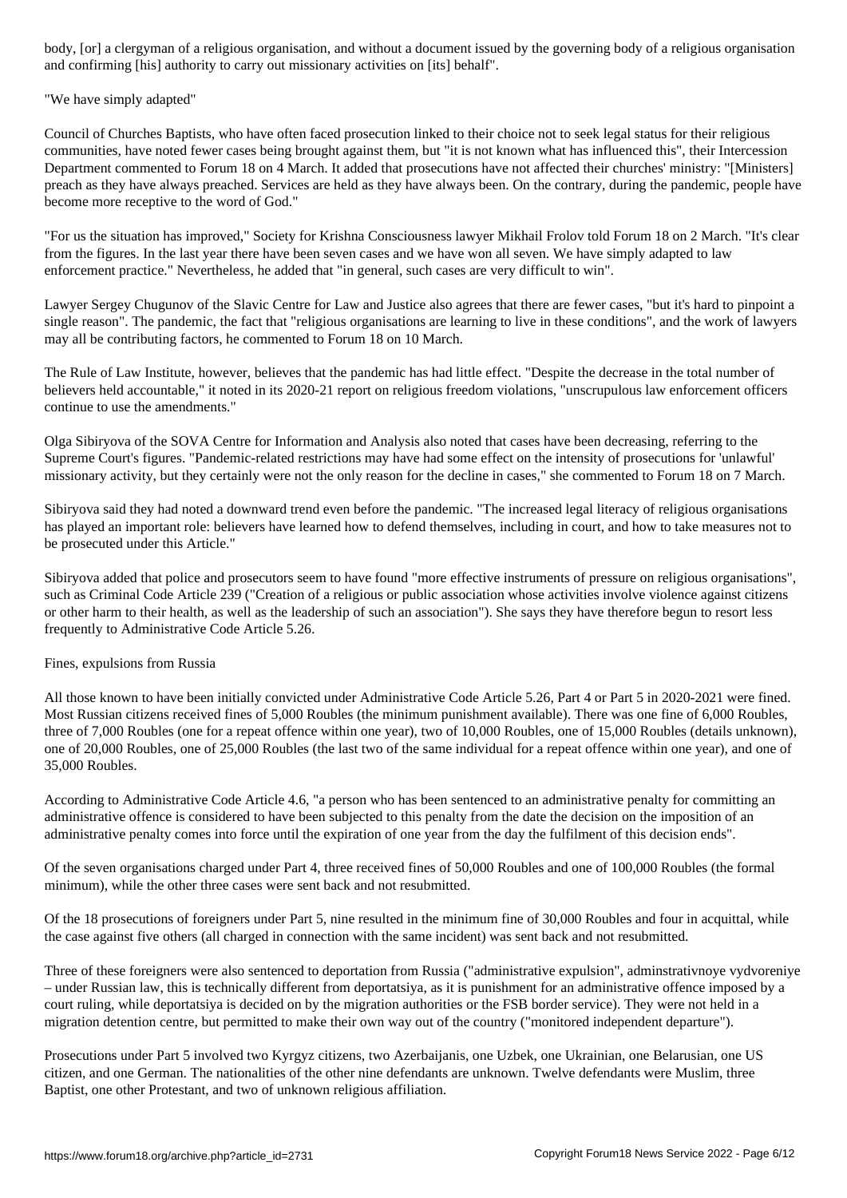body, [or] a clergyman of a religious organisation, and without a document issued by the governing body of a religious organisation and confirming [his] authority to carry out missionary activities on [its] behalf".

"We have simply adapted"

Council of Churches Baptists, who have often faced prosecution linked to their choice not to seek legal status for their religious communities, have noted fewer cases being brought against them, but "it is not known what has influenced this", their Intercession Department commented to Forum 18 on 4 March. It added that prosecutions have not affected their churches' ministry: "[Ministers] preach as they have always preached. Services are held as they have always been. On the contrary, during the pandemic, people have become more receptive to the word of God."

"For us the situation has improved," Society for Krishna Consciousness lawyer Mikhail Frolov told Forum 18 on 2 March. "It's clear from the figures. In the last year there have been seven cases and we have won all seven. We have simply adapted to law enforcement practice." Nevertheless, he added that "in general, such cases are very difficult to win".

Lawyer Sergey Chugunov of the Slavic Centre for Law and Justice also agrees that there are fewer cases, "but it's hard to pinpoint a single reason". The pandemic, the fact that "religious organisations are learning to live in these conditions", and the work of lawyers may all be contributing factors, he commented to Forum 18 on 10 March.

The Rule of Law Institute, however, believes that the pandemic has had little effect. "Despite the decrease in the total number of believers held accountable," it noted in its 2020-21 report on religious freedom violations, "unscrupulous law enforcement officers continue to use the amendments."

Olga Sibiryova of the SOVA Centre for Information and Analysis also noted that cases have been decreasing, referring to the Supreme Court's figures. "Pandemic-related restrictions may have had some effect on the intensity of prosecutions for 'unlawful' missionary activity, but they certainly were not the only reason for the decline in cases," she commented to Forum 18 on 7 March.

Sibiryova said they had noted a downward trend even before the pandemic. "The increased legal literacy of religious organisations has played an important role: believers have learned how to defend themselves, including in court, and how to take measures not to be prosecuted under this Article."

Sibiryova added that police and prosecutors seem to have found "more effective instruments of pressure on religious organisations", such as Criminal Code Article 239 ("Creation of a religious or public association whose activities involve violence against citizens or other harm to their health, as well as the leadership of such an association"). She says they have therefore begun to resort less frequently to Administrative Code Article 5.26.

Fines, expulsions from Russia

All those known to have been initially convicted under Administrative Code Article 5.26, Part 4 or Part 5 in 2020-2021 were fined. Most Russian citizens received fines of 5,000 Roubles (the minimum punishment available). There was one fine of 6,000 Roubles, three of 7,000 Roubles (one for a repeat offence within one year), two of 10,000 Roubles, one of 15,000 Roubles (details unknown), one of 20,000 Roubles, one of 25,000 Roubles (the last two of the same individual for a repeat offence within one year), and one of 35,000 Roubles.

According to Administrative Code Article 4.6, "a person who has been sentenced to an administrative penalty for committing an administrative offence is considered to have been subjected to this penalty from the date the decision on the imposition of an administrative penalty comes into force until the expiration of one year from the day the fulfilment of this decision ends".

Of the seven organisations charged under Part 4, three received fines of 50,000 Roubles and one of 100,000 Roubles (the formal minimum), while the other three cases were sent back and not resubmitted.

Of the 18 prosecutions of foreigners under Part 5, nine resulted in the minimum fine of 30,000 Roubles and four in acquittal, while the case against five others (all charged in connection with the same incident) was sent back and not resubmitted.

Three of these foreigners were also sentenced to deportation from Russia ("administrative expulsion", adminstrativnoye vydvoreniye – under Russian law, this is technically different from deportatsiya, as it is punishment for an administrative offence imposed by a court ruling, while deportatsiya is decided on by the migration authorities or the FSB border service). They were not held in a migration detention centre, but permitted to make their own way out of the country ("monitored independent departure").

Prosecutions under Part 5 involved two Kyrgyz citizens, two Azerbaijanis, one Uzbek, one Ukrainian, one Belarusian, one US citizen, and one German. The nationalities of the other nine defendants are unknown. Twelve defendants were Muslim, three Baptist, one other Protestant, and two of unknown religious affiliation.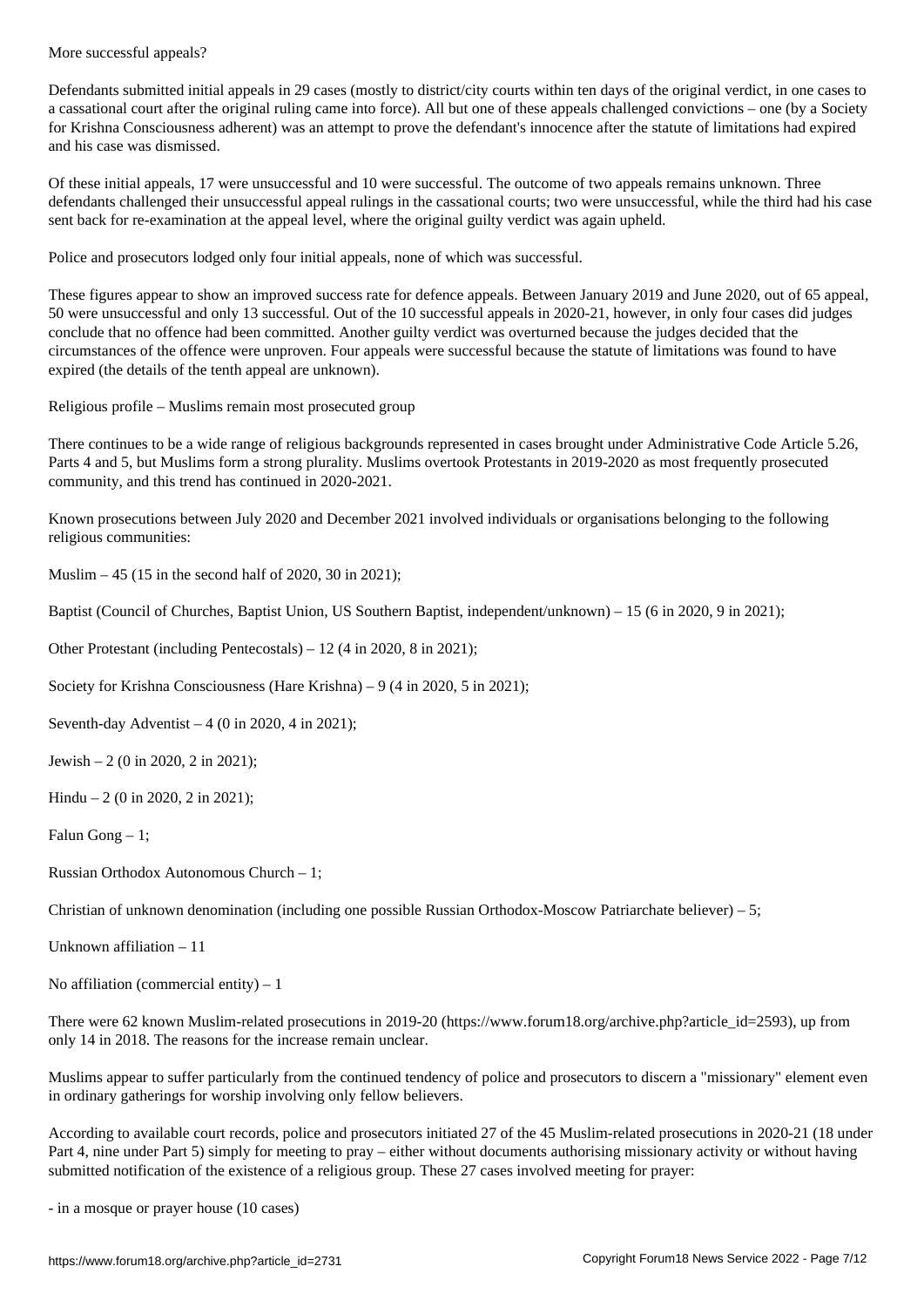## More successful appeals?

Defendants submitted initial appeals in 29 cases (mostly to district/city courts within ten days of the original verdict, in one cases to a cassational court after the original ruling came into force). All but one of these appeals challenged convictions – one (by a Society for Krishna Consciousness adherent) was an attempt to prove the defendant's innocence after the statute of limitations had expired and his case was dismissed.

Of these initial appeals, 17 were unsuccessful and 10 were successful. The outcome of two appeals remains unknown. Three defendants challenged their unsuccessful appeal rulings in the cassational courts; two were unsuccessful, while the third had his case sent back for re-examination at the appeal level, where the original guilty verdict was again upheld.

Police and prosecutors lodged only four initial appeals, none of which was successful.

These figures appear to show an improved success rate for defence appeals. Between January 2019 and June 2020, out of 65 appeal, 50 were unsuccessful and only 13 successful. Out of the 10 successful appeals in 2020-21, however, in only four cases did judges conclude that no offence had been committed. Another guilty verdict was overturned because the judges decided that the circumstances of the offence were unproven. Four appeals were successful because the statute of limitations was found to have expired (the details of the tenth appeal are unknown).

## Religious profile – Muslims remain most prosecuted group

There continues to be a wide range of religious backgrounds represented in cases brought under Administrative Code Article 5.26, Parts 4 and 5, but Muslims form a strong plurality. Muslims overtook Protestants in 2019-2020 as most frequently prosecuted community, and this trend has continued in 2020-2021.

Known prosecutions between July 2020 and December 2021 involved individuals or organisations belonging to the following religious communities:

Muslim – 45 (15 in the second half of 2020, 30 in 2021);

Baptist (Council of Churches, Baptist Union, US Southern Baptist, independent/unknown) – 15 (6 in 2020, 9 in 2021);

Other Protestant (including Pentecostals) – 12 (4 in 2020, 8 in 2021);

Society for Krishna Consciousness (Hare Krishna) – 9 (4 in 2020, 5 in 2021);

Seventh-day Adventist – 4 (0 in 2020, 4 in 2021);

Jewish – 2 (0 in 2020, 2 in 2021);

Hindu – 2 (0 in 2020, 2 in 2021);

Falun Gong – 1;

Russian Orthodox Autonomous Church – 1;

Christian of unknown denomination (including one possible Russian Orthodox-Moscow Patriarchate believer) – 5;

Unknown affiliation – 11

No affiliation (commercial entity) – 1

There were 62 known Muslim-related prosecutions in 2019-20 (https://www.forum18.org/archive.php?article_id=2593), up from only 14 in 2018. The reasons for the increase remain unclear.

Muslims appear to suffer particularly from the continued tendency of police and prosecutors to discern a "missionary" element even in ordinary gatherings for worship involving only fellow believers.

According to available court records, police and prosecutors initiated 27 of the 45 Muslim-related prosecutions in 2020-21 (18 under Part 4, nine under Part 5) simply for meeting to pray – either without documents authorising missionary activity or without having submitted notification of the existence of a religious group. These 27 cases involved meeting for prayer:

- in a mosque or prayer house (10 cases)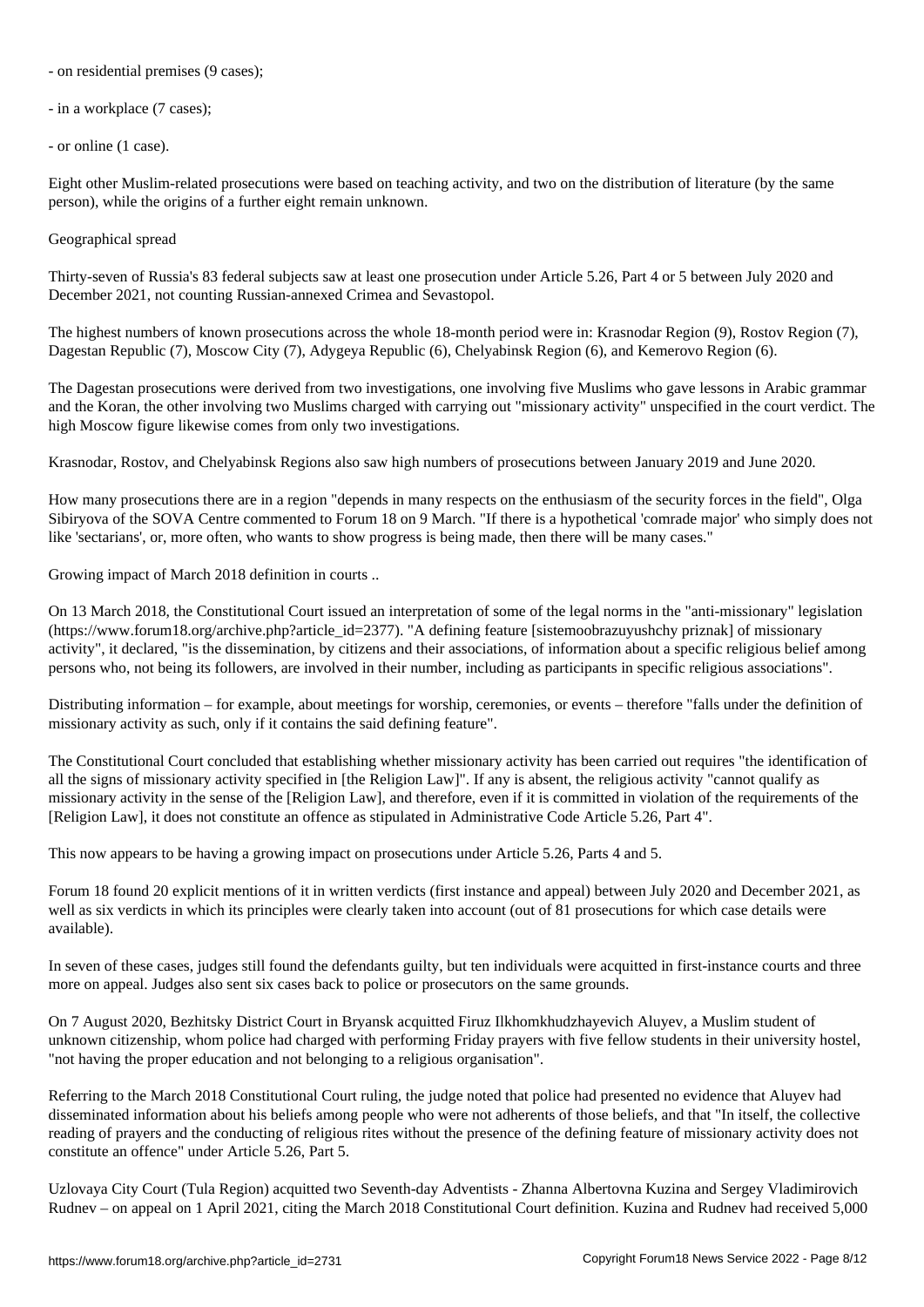- on residential premises (9 cases);

- in a workplace (7 cases);

- or online (1 case).

Eight other Muslim-related prosecutions were based on teaching activity, and two on the distribution of literature (by the same person), while the origins of a further eight remain unknown.

## Geographical spread

Thirty-seven of Russia's 83 federal subjects saw at least one prosecution under Article 5.26, Part 4 or 5 between July 2020 and December 2021, not counting Russian-annexed Crimea and Sevastopol.

The highest numbers of known prosecutions across the whole 18-month period were in: Krasnodar Region (9), Rostov Region (7), Dagestan Republic (7), Moscow City (7), Adygeya Republic (6), Chelyabinsk Region (6), and Kemerovo Region (6).

The Dagestan prosecutions were derived from two investigations, one involving five Muslims who gave lessons in Arabic grammar and the Koran, the other involving two Muslims charged with carrying out "missionary activity" unspecified in the court verdict. The high Moscow figure likewise comes from only two investigations.

Krasnodar, Rostov, and Chelyabinsk Regions also saw high numbers of prosecutions between January 2019 and June 2020.

How many prosecutions there are in a region "depends in many respects on the enthusiasm of the security forces in the field", Olga Sibiryova of the SOVA Centre commented to Forum 18 on 9 March. "If there is a hypothetical 'comrade major' who simply does not like 'sectarians', or, more often, who wants to show progress is being made, then there will be many cases."

## Growing impact of March 2018 definition in courts ..

On 13 March 2018, the Constitutional Court issued an interpretation of some of the legal norms in the "anti-missionary" legislation (https://www.forum18.org/archive.php?article_id=2377). "A defining feature [sistemoobrazuyushchy priznak] of missionary activity", it declared, "is the dissemination, by citizens and their associations, of information about a specific religious belief among persons who, not being its followers, are involved in their number, including as participants in specific religious associations".

Distributing information – for example, about meetings for worship, ceremonies, or events – therefore "falls under the definition of missionary activity as such, only if it contains the said defining feature".

The Constitutional Court concluded that establishing whether missionary activity has been carried out requires "the identification of all the signs of missionary activity specified in [the Religion Law]". If any is absent, the religious activity "cannot qualify as missionary activity in the sense of the [Religion Law], and therefore, even if it is committed in violation of the requirements of the [Religion Law], it does not constitute an offence as stipulated in Administrative Code Article 5.26, Part 4".

This now appears to be having a growing impact on prosecutions under Article 5.26, Parts 4 and 5.

Forum 18 found 20 explicit mentions of it in written verdicts (first instance and appeal) between July 2020 and December 2021, as well as six verdicts in which its principles were clearly taken into account (out of 81 prosecutions for which case details were available).

In seven of these cases, judges still found the defendants guilty, but ten individuals were acquitted in first-instance courts and three more on appeal. Judges also sent six cases back to police or prosecutors on the same grounds.

On 7 August 2020, Bezhitsky District Court in Bryansk acquitted Firuz Ilkhomkhudzhayevich Aluyev, a Muslim student of unknown citizenship, whom police had charged with performing Friday prayers with five fellow students in their university hostel, "not having the proper education and not belonging to a religious organisation".

Referring to the March 2018 Constitutional Court ruling, the judge noted that police had presented no evidence that Aluyev had disseminated information about his beliefs among people who were not adherents of those beliefs, and that "In itself, the collective reading of prayers and the conducting of religious rites without the presence of the defining feature of missionary activity does not constitute an offence" under Article 5.26, Part 5.

Uzlovaya City Court (Tula Region) acquitted two Seventh-day Adventists - Zhanna Albertovna Kuzina and Sergey Vladimirovich Rudnev – on appeal on 1 April 2021, citing the March 2018 Constitutional Court definition. Kuzina and Rudnev had received 5,000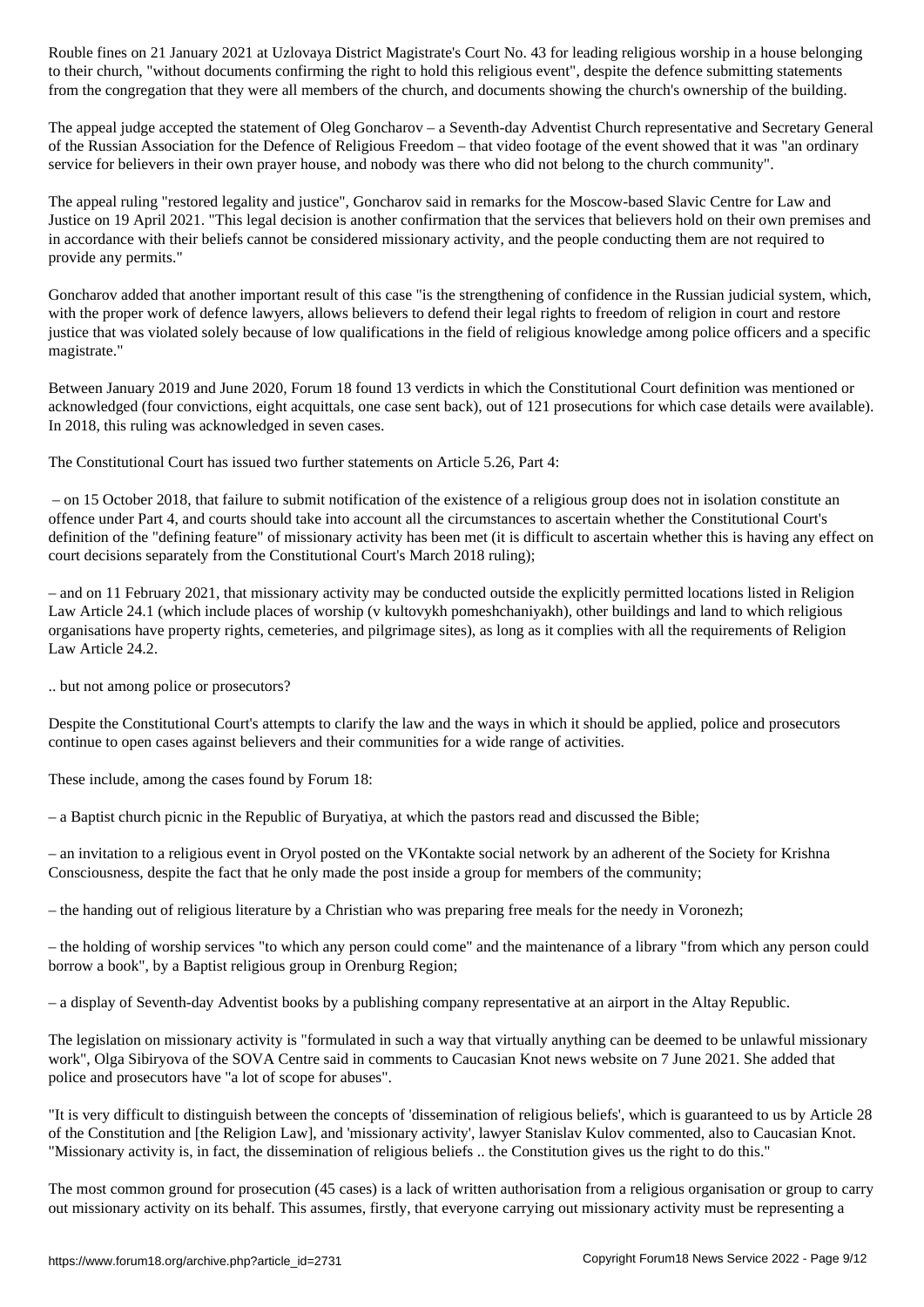Rouble fines on 21 January 2021 at Uzlovaya District Magistrate's Court No. 43 for leading religious worship in a house belonging to their church, "without documents confirming the right to hold this religious event", despite the defence submitting statements from the congregation that they were all members of the church, and documents showing the church's ownership of the building.

The appeal judge accepted the statement of Oleg Goncharov – a Seventh-day Adventist Church representative and Secretary General of the Russian Association for the Defence of Religious Freedom – that video footage of the event showed that it was "an ordinary service for believers in their own prayer house, and nobody was there who did not belong to the church community".

The appeal ruling "restored legality and justice", Goncharov said in remarks for the Moscow-based Slavic Centre for Law and Justice on 19 April 2021. "This legal decision is another confirmation that the services that believers hold on their own premises and in accordance with their beliefs cannot be considered missionary activity, and the people conducting them are not required to provide any permits."

Goncharov added that another important result of this case "is the strengthening of confidence in the Russian judicial system, which, with the proper work of defence lawyers, allows believers to defend their legal rights to freedom of religion in court and restore justice that was violated solely because of low qualifications in the field of religious knowledge among police officers and a specific magistrate."

Between January 2019 and June 2020, Forum 18 found 13 verdicts in which the Constitutional Court definition was mentioned or acknowledged (four convictions, eight acquittals, one case sent back), out of 121 prosecutions for which case details were available). In 2018, this ruling was acknowledged in seven cases.

The Constitutional Court has issued two further statements on Article 5.26, Part 4:

– on 15 October 2018, that failure to submit notification of the existence of a religious group does not in isolation constitute an offence under Part 4, and courts should take into account all the circumstances to ascertain whether the Constitutional Court's definition of the "defining feature" of missionary activity has been met (it is difficult to ascertain whether this is having any effect on court decisions separately from the Constitutional Court's March 2018 ruling);

– and on 11 February 2021, that missionary activity may be conducted outside the explicitly permitted locations listed in Religion Law Article 24.1 (which include places of worship (v kultovykh pomeshchaniyakh), other buildings and land to which religious organisations have property rights, cemeteries, and pilgrimage sites), as long as it complies with all the requirements of Religion Law Article 24.2.

.. but not among police or prosecutors?

Despite the Constitutional Court's attempts to clarify the law and the ways in which it should be applied, police and prosecutors continue to open cases against believers and their communities for a wide range of activities.

These include, among the cases found by Forum 18:

– a Baptist church picnic in the Republic of Buryatiya, at which the pastors read and discussed the Bible;

– an invitation to a religious event in Oryol posted on the VKontakte social network by an adherent of the Society for Krishna Consciousness, despite the fact that he only made the post inside a group for members of the community;

– the handing out of religious literature by a Christian who was preparing free meals for the needy in Voronezh;

– the holding of worship services "to which any person could come" and the maintenance of a library "from which any person could borrow a book", by a Baptist religious group in Orenburg Region;

– a display of Seventh-day Adventist books by a publishing company representative at an airport in the Altay Republic.

The legislation on missionary activity is "formulated in such a way that virtually anything can be deemed to be unlawful missionary work", Olga Sibiryova of the SOVA Centre said in comments to Caucasian Knot news website on 7 June 2021. She added that police and prosecutors have "a lot of scope for abuses".

"It is very difficult to distinguish between the concepts of 'dissemination of religious beliefs', which is guaranteed to us by Article 28 of the Constitution and [the Religion Law], and 'missionary activity', lawyer Stanislav Kulov commented, also to Caucasian Knot. "Missionary activity is, in fact, the dissemination of religious beliefs .. the Constitution gives us the right to do this."

The most common ground for prosecution (45 cases) is a lack of written authorisation from a religious organisation or group to carry out missionary activity on its behalf. This assumes, firstly, that everyone carrying out missionary activity must be representing a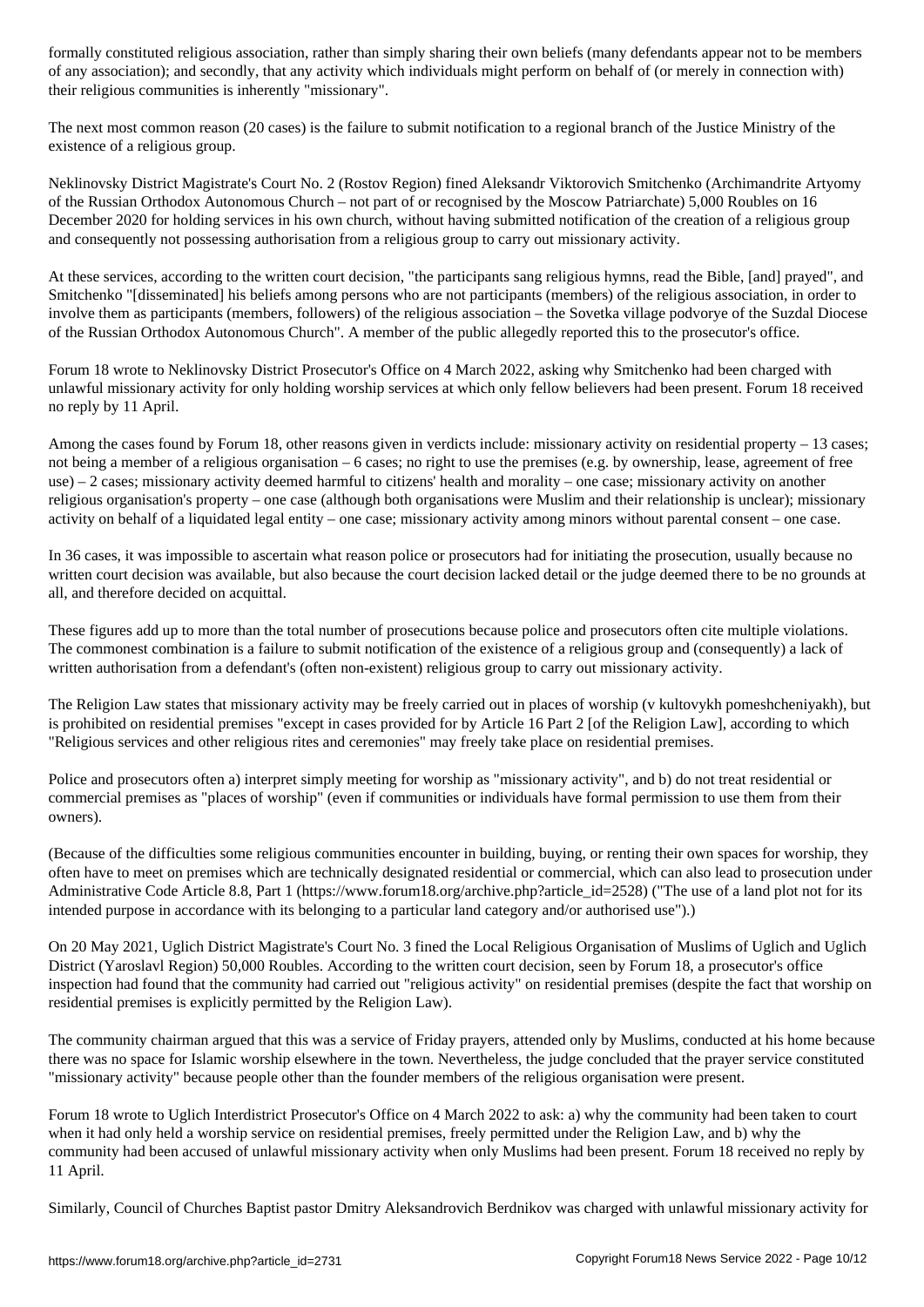formally constituted religious association, rather than simply sharing their own beliefs (many defendants appear not to be members of any association); and secondly, that any activity which individuals might perform on behalf of (or merely in connection with) their religious communities is inherently "missionary".

The next most common reason (20 cases) is the failure to submit notification to a regional branch of the Justice Ministry of the existence of a religious group.

Neklinovsky District Magistrate's Court No. 2 (Rostov Region) fined Aleksandr Viktorovich Smitchenko (Archimandrite Artyomy of the Russian Orthodox Autonomous Church – not part of or recognised by the Moscow Patriarchate) 5,000 Roubles on 16 December 2020 for holding services in his own church, without having submitted notification of the creation of a religious group and consequently not possessing authorisation from a religious group to carry out missionary activity.

At these services, according to the written court decision, "the participants sang religious hymns, read the Bible, [and] prayed", and Smitchenko "[disseminated] his beliefs among persons who are not participants (members) of the religious association, in order to involve them as participants (members, followers) of the religious association – the Sovetka village podvorye of the Suzdal Diocese of the Russian Orthodox Autonomous Church". A member of the public allegedly reported this to the prosecutor's office.

Forum 18 wrote to Neklinovsky District Prosecutor's Office on 4 March 2022, asking why Smitchenko had been charged with unlawful missionary activity for only holding worship services at which only fellow believers had been present. Forum 18 received no reply by 11 April.

Among the cases found by Forum 18, other reasons given in verdicts include: missionary activity on residential property – 13 cases; not being a member of a religious organisation – 6 cases; no right to use the premises (e.g. by ownership, lease, agreement of free use) – 2 cases; missionary activity deemed harmful to citizens' health and morality – one case; missionary activity on another religious organisation's property – one case (although both organisations were Muslim and their relationship is unclear); missionary activity on behalf of a liquidated legal entity – one case; missionary activity among minors without parental consent – one case.

In 36 cases, it was impossible to ascertain what reason police or prosecutors had for initiating the prosecution, usually because no written court decision was available, but also because the court decision lacked detail or the judge deemed there to be no grounds at all, and therefore decided on acquittal.

These figures add up to more than the total number of prosecutions because police and prosecutors often cite multiple violations. The commonest combination is a failure to submit notification of the existence of a religious group and (consequently) a lack of written authorisation from a defendant's (often non-existent) religious group to carry out missionary activity.

The Religion Law states that missionary activity may be freely carried out in places of worship (v kultovykh pomeshcheniyakh), but is prohibited on residential premises "except in cases provided for by Article 16 Part 2 [of the Religion Law], according to which "Religious services and other religious rites and ceremonies" may freely take place on residential premises.

Police and prosecutors often a) interpret simply meeting for worship as "missionary activity", and b) do not treat residential or commercial premises as "places of worship" (even if communities or individuals have formal permission to use them from their owners).

(Because of the difficulties some religious communities encounter in building, buying, or renting their own spaces for worship, they often have to meet on premises which are technically designated residential or commercial, which can also lead to prosecution under Administrative Code Article 8.8, Part 1 (https://www.forum18.org/archive.php?article_id=2528) ("The use of a land plot not for its intended purpose in accordance with its belonging to a particular land category and/or authorised use").)

On 20 May 2021, Uglich District Magistrate's Court No. 3 fined the Local Religious Organisation of Muslims of Uglich and Uglich District (Yaroslavl Region) 50,000 Roubles. According to the written court decision, seen by Forum 18, a prosecutor's office inspection had found that the community had carried out "religious activity" on residential premises (despite the fact that worship on residential premises is explicitly permitted by the Religion Law).

The community chairman argued that this was a service of Friday prayers, attended only by Muslims, conducted at his home because there was no space for Islamic worship elsewhere in the town. Nevertheless, the judge concluded that the prayer service constituted "missionary activity" because people other than the founder members of the religious organisation were present.

Forum 18 wrote to Uglich Interdistrict Prosecutor's Office on 4 March 2022 to ask: a) why the community had been taken to court when it had only held a worship service on residential premises, freely permitted under the Religion Law, and b) why the community had been accused of unlawful missionary activity when only Muslims had been present. Forum 18 received no reply by 11 April.

Similarly, Council of Churches Baptist pastor Dmitry Aleksandrovich Berdnikov was charged with unlawful missionary activity for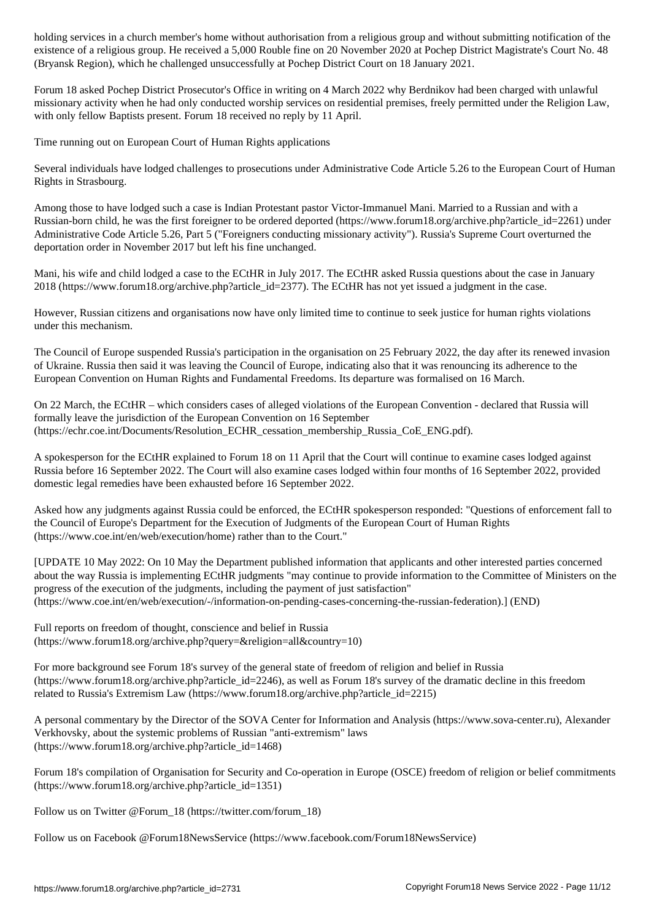holding services in a church member's home without authorisation from a religious group and without submitting notification of the existence of a religious group. He received a 5,000 Rouble fine on 20 November 2020 at Pochep District Magistrate's Court No. 48 (Bryansk Region), which he challenged unsuccessfully at Pochep District Court on 18 January 2021.

Forum 18 asked Pochep District Prosecutor's Office in writing on 4 March 2022 why Berdnikov had been charged with unlawful missionary activity when he had only conducted worship services on residential premises, freely permitted under the Religion Law, with only fellow Baptists present. Forum 18 received no reply by 11 April.

## Time running out on European Court of Human Rights applications

Several individuals have lodged challenges to prosecutions under Administrative Code Article 5.26 to the European Court of Human Rights in Strasbourg.

Among those to have lodged such a case is Indian Protestant pastor Victor-Immanuel Mani. Married to a Russian and with a Russian-born child, he was the first foreigner to be ordered deported (https://www.forum18.org/archive.php?article_id=2261) under Administrative Code Article 5.26, Part 5 ("Foreigners conducting missionary activity"). Russia's Supreme Court overturned the deportation order in November 2017 but left his fine unchanged.

Mani, his wife and child lodged a case to the ECtHR in July 2017. The ECtHR asked Russia questions about the case in January 2018 (https://www.forum18.org/archive.php?article_id=2377). The ECtHR has not yet issued a judgment in the case.

However, Russian citizens and organisations now have only limited time to continue to seek justice for human rights violations under this mechanism.

The Council of Europe suspended Russia's participation in the organisation on 25 February 2022, the day after its renewed invasion of Ukraine. Russia then said it was leaving the Council of Europe, indicating also that it was renouncing its adherence to the European Convention on Human Rights and Fundamental Freedoms. Its departure was formalised on 16 March.

On 22 March, the ECtHR – which considers cases of alleged violations of the European Convention - declared that Russia will formally leave the jurisdiction of the European Convention on 16 September (https://echr.coe.int/Documents/Resolution_ECHR_cessation_membership_Russia_CoE_ENG.pdf).

A spokesperson for the ECtHR explained to Forum 18 on 11 April that the Court will continue to examine cases lodged against Russia before 16 September 2022. The Court will also examine cases lodged within four months of 16 September 2022, provided domestic legal remedies have been exhausted before 16 September 2022.

Asked how any judgments against Russia could be enforced, the ECtHR spokesperson responded: "Questions of enforcement fall to the Council of Europe's Department for the Execution of Judgments of the European Court of Human Rights (https://www.coe.int/en/web/execution/home) rather than to the Court."

[UPDATE 10 May 2022: On 10 May the Department published information that applicants and other interested parties concerned about the way Russia is implementing ECtHR judgments "may continue to provide information to the Committee of Ministers on the progress of the execution of the judgments, including the payment of just satisfaction" (https://www.coe.int/en/web/execution/-/information-on-pending-cases-concerning-the-russian-federation).] (END)

Full reports on freedom of thought, conscience and belief in Russia (https://www.forum18.org/archive.php?query=&religion=all&country=10)

For more background see Forum 18's survey of the general state of freedom of religion and belief in Russia (https://www.forum18.org/archive.php?article_id=2246), as well as Forum 18's survey of the dramatic decline in this freedom related to Russia's Extremism Law (https://www.forum18.org/archive.php?article_id=2215)

A personal commentary by the Director of the SOVA Center for Information and Analysis (https://www.sova-center.ru), Alexander Verkhovsky, about the systemic problems of Russian "anti-extremism" laws (https://www.forum18.org/archive.php?article_id=1468)

Forum 18's compilation of Organisation for Security and Co-operation in Europe (OSCE) freedom of religion or belief commitments (https://www.forum18.org/archive.php?article_id=1351)

Follow us on Twitter @Forum_18 (https://twitter.com/forum_18)

Follow us on Facebook @Forum18NewsService (https://www.facebook.com/Forum18NewsService)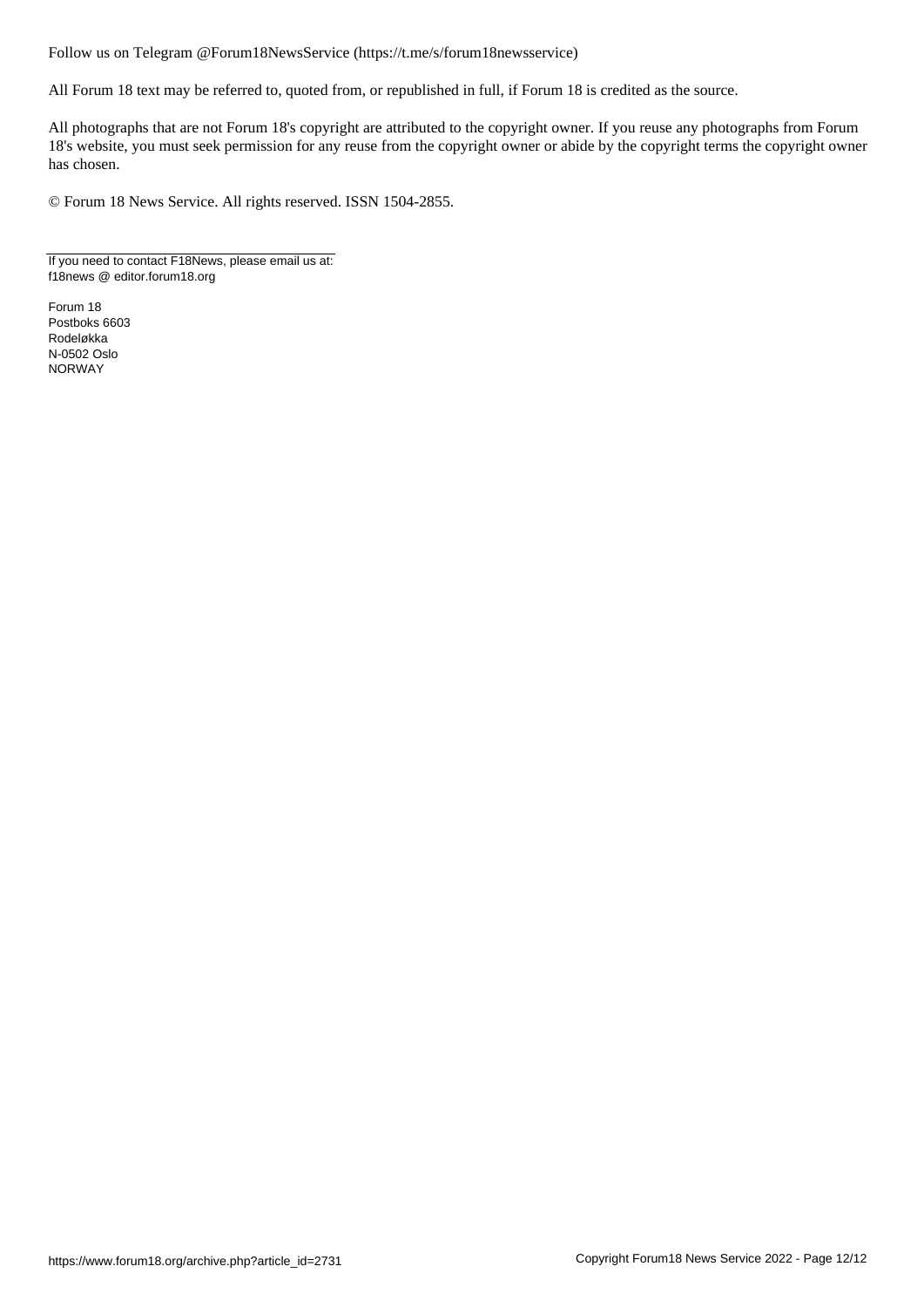Follow us on Telegram @Forum18NewsService (https://t.me/s/forum18newsservice)

All Forum 18 text may be referred to, quoted from, or republished in full, if Forum 18 is credited as the source.

All photographs that are not Forum 18's copyright are attributed to the copyright owner. If you reuse any photographs from Forum 18's website, you must seek permission for any reuse from the copyright owner or abide by the copyright terms the copyright owner has chosen.

© Forum 18 News Service. All rights reserved. ISSN 1504-2855.

---

If you need to contact F18News, please email us at:
f18news @ editor.forum18.org

Forum 18
Postboks 6603
Rodeløkka
N-0502 Oslo
NORWAY